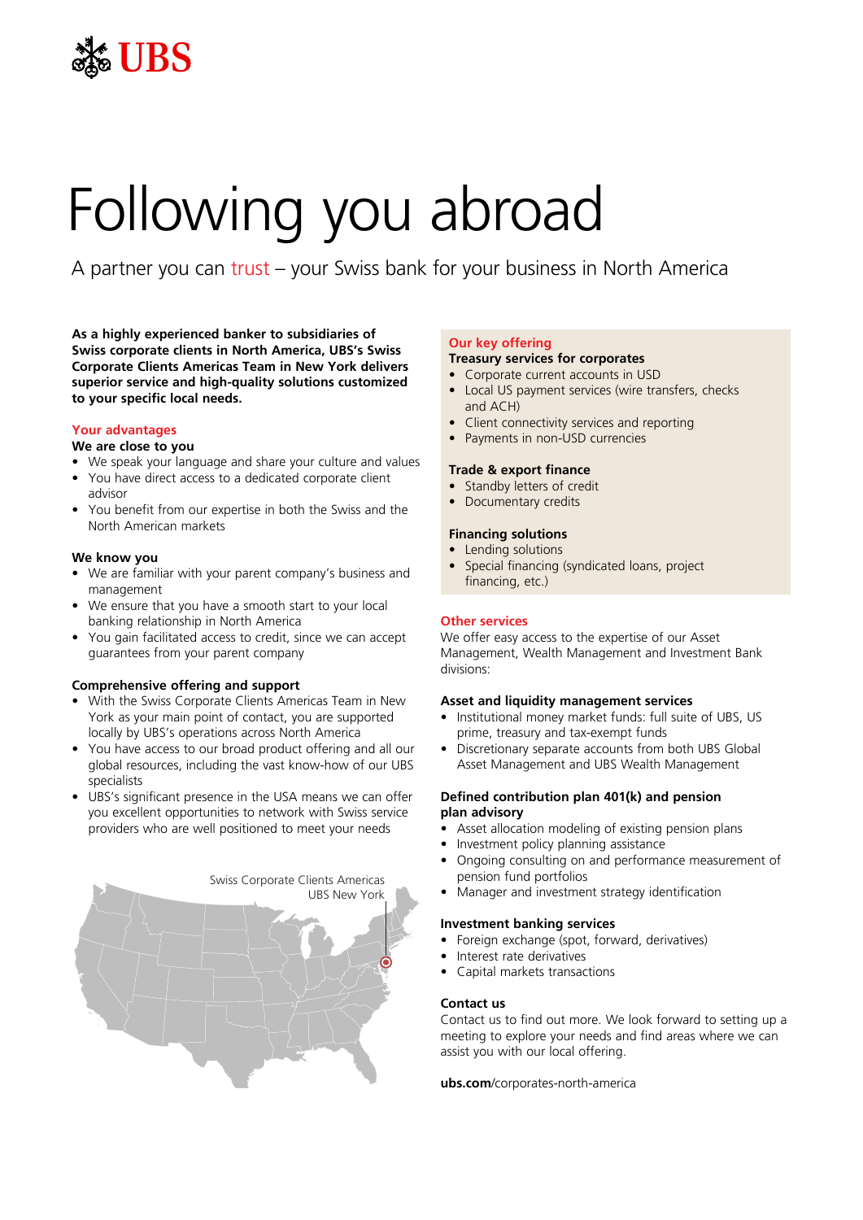UBS

# Following you abroad

A partner you can trust – your Swiss bank for your business in North America

**As a highly experienced banker to subsidiaries of Swiss corporate clients in North America, UBS's Swiss Corporate Clients Americas Team in New York delivers superior service and high-quality solutions customized to your specific local needs.**

## Your advantages

### We are close to you

- We speak your language and share your culture and values
- You have direct access to a dedicated corporate client advisor
- You benefit from our expertise in both the Swiss and the North American markets

### We know you

- We are familiar with your parent company's business and management
- We ensure that you have a smooth start to your local banking relationship in North America
- You gain facilitated access to credit, since we can accept guarantees from your parent company

### Comprehensive offering and support

- With the Swiss Corporate Clients Americas Team in New York as your main point of contact, you are supported locally by UBS's operations across North America
- You have access to our broad product offering and all our global resources, including the vast know-how of our UBS specialists
- UBS's significant presence in the USA means we can offer you excellent opportunities to network with Swiss service providers who are well positioned to meet your needs

Swiss Corporate Clients Americas
UBS New York

## Our key offering

### Treasury services for corporates

- Corporate current accounts in USD
- Local US payment services (wire transfers, checks and ACH)
- Client connectivity services and reporting
- Payments in non-USD currencies

### Trade & export finance

- Standby letters of credit
- Documentary credits

### Financing solutions

- Lending solutions
- Special financing (syndicated loans, project financing, etc.)

## Other services

We offer easy access to the expertise of our Asset Management, Wealth Management and Investment Bank divisions:

### Asset and liquidity management services

- Institutional money market funds: full suite of UBS, US prime, treasury and tax-exempt funds
- Discretionary separate accounts from both UBS Global Asset Management and UBS Wealth Management

### Defined contribution plan 401(k) and pension plan advisory

- Asset allocation modeling of existing pension plans
- Investment policy planning assistance
- Ongoing consulting on and performance measurement of pension fund portfolios
- Manager and investment strategy identification

### Investment banking services

- Foreign exchange (spot, forward, derivatives)
- Interest rate derivatives
- Capital markets transactions

### Contact us

Contact us to find out more. We look forward to setting up a meeting to explore your needs and find areas where we can assist you with our local offering.

**ubs.com**/corporates-north-america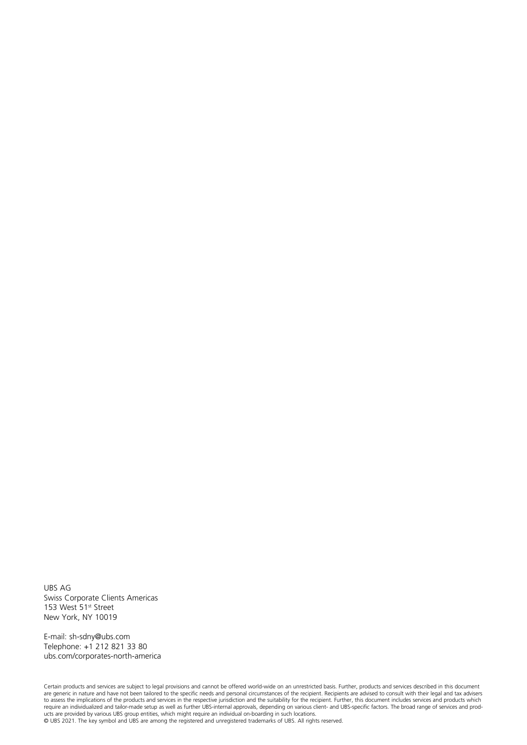UBS AG
Swiss Corporate Clients Americas
153 West 51st Street
New York, NY 10019

E-mail: sh-sdny@ubs.com
Telephone: +1 212 821 33 80
ubs.com/corporates-north-america

Certain products and services are subject to legal provisions and cannot be offered world-wide on an unrestricted basis. Further, products and services described in this document are generic in nature and have not been tailored to the specific needs and personal circumstances of the recipient. Recipients are advised to consult with their legal and tax advisers to assess the implications of the products and services in the respective jurisdiction and the suitability for the recipient. Further, this document includes services and products which require an individualized and tailor-made setup as well as further UBS-internal approvals, depending on various client- and UBS-specific factors. The broad range of services and products are provided by various UBS group entities, which might require an individual on-boarding in such locations.
© UBS 2021. The key symbol and UBS are among the registered and unregistered trademarks of UBS. All rights reserved.